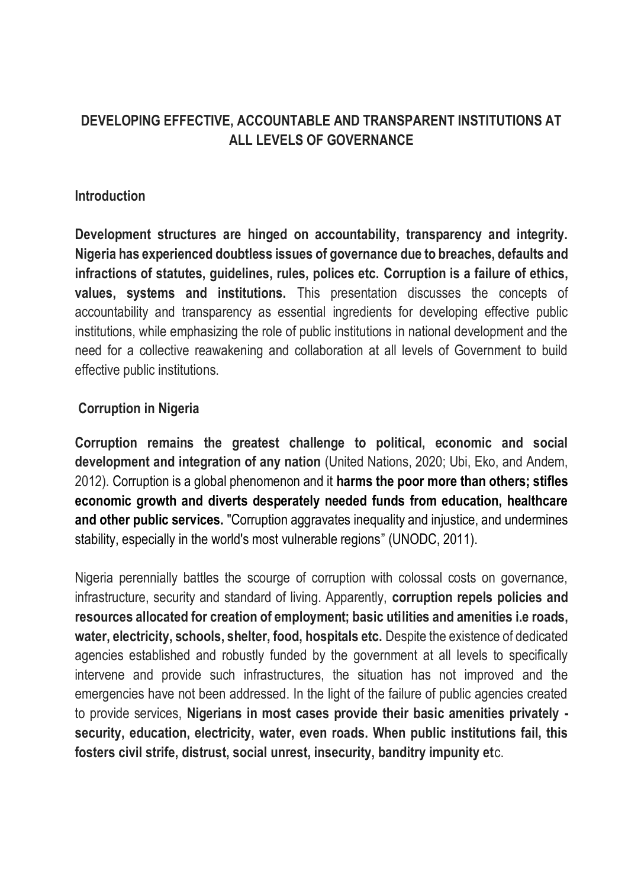# DEVELOPING EFFECTIVE, ACCOUNTABLE AND TRANSPARENT INSTITUTIONS AT ALL LEVELS OF GOVERNANCE

## Introduction

**Development structures are hinged on accountability, transparency and integrity. Nigeria has experienced doubtless issues of governance due to breaches, defaults and infractions of statutes, guidelines, rules, polices etc. Corruption is a failure of ethics, values, systems and institutions.** This presentation discusses the concepts of accountability and transparency as essential ingredients for developing effective public institutions, while emphasizing the role of public institutions in national development and the need for a collective reawakening and collaboration at all levels of Government to build effective public institutions.

## Corruption in Nigeria

**Corruption remains the greatest challenge to political, economic and social development and integration of any nation** (United Nations, 2020; Ubi, Eko, and Andem, 2012). Corruption is a global phenomenon and it **harms the poor more than others; stifles economic growth and diverts desperately needed funds from education, healthcare and other public services.** "Corruption aggravates inequality and injustice, and undermines stability, especially in the world's most vulnerable regions" (UNODC, 2011).

Nigeria perennially battles the scourge of corruption with colossal costs on governance, infrastructure, security and standard of living. Apparently, **corruption repels policies and resources allocated for creation of employment; basic utilities and amenities i.e roads, water, electricity, schools, shelter, food, hospitals etc.** Despite the existence of dedicated agencies established and robustly funded by the government at all levels to specifically intervene and provide such infrastructures, the situation has not improved and the emergencies have not been addressed. In the light of the failure of public agencies created to provide services, **Nigerians in most cases provide their basic amenities privately - security, education, electricity, water, even roads. When public institutions fail, this fosters civil strife, distrust, social unrest, insecurity, banditry impunity et**c.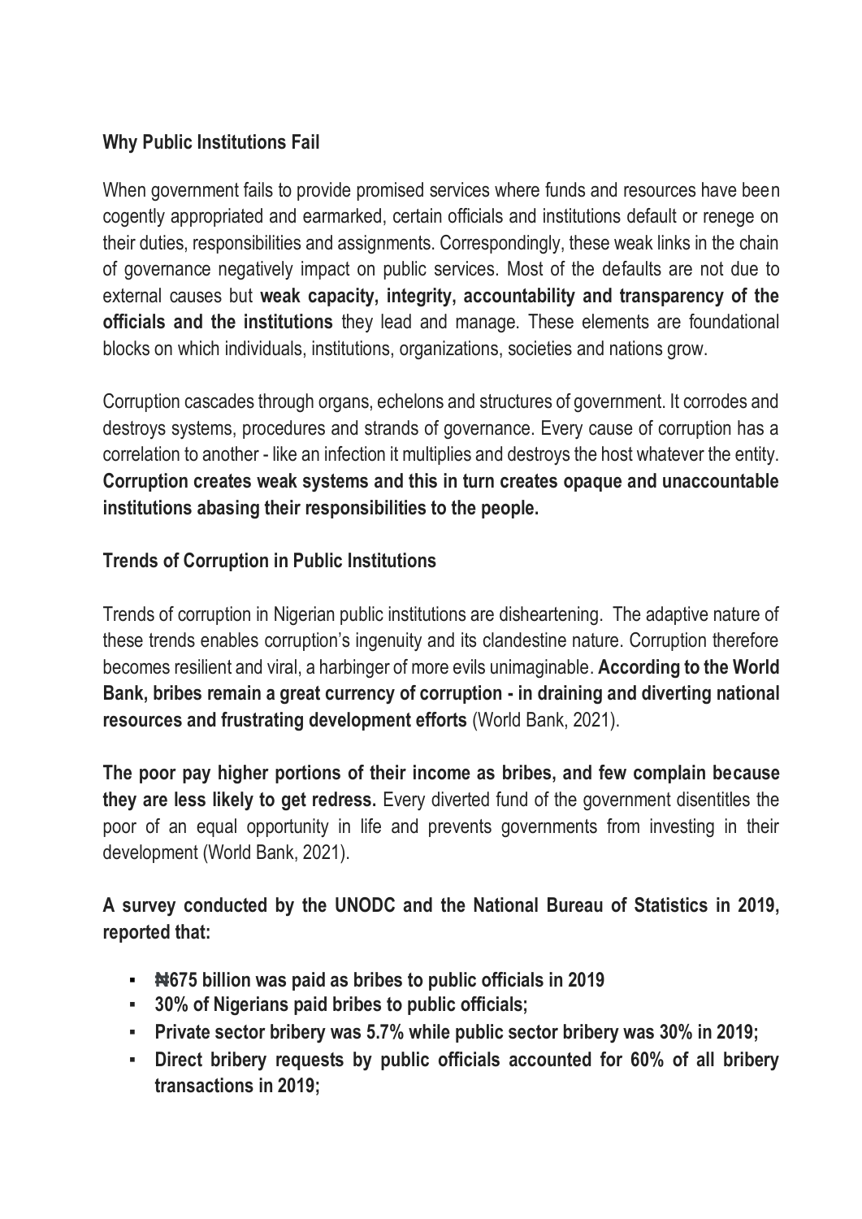### Why Public Institutions Fail

When government fails to provide promised services where funds and resources have been cogently appropriated and earmarked, certain officials and institutions default or renege on their duties, responsibilities and assignments. Correspondingly, these weak links in the chain of governance negatively impact on public services. Most of the defaults are not due to external causes but **weak capacity, integrity, accountability and transparency of the officials and the institutions** they lead and manage. These elements are foundational blocks on which individuals, institutions, organizations, societies and nations grow.

Corruption cascades through organs, echelons and structures of government. It corrodes and destroys systems, procedures and strands of governance. Every cause of corruption has a correlation to another - like an infection it multiplies and destroys the host whatever the entity. **Corruption creates weak systems and this in turn creates opaque and unaccountable institutions abasing their responsibilities to the people.**

### Trends of Corruption in Public Institutions

Trends of corruption in Nigerian public institutions are disheartening. The adaptive nature of these trends enables corruption's ingenuity and its clandestine nature. Corruption therefore becomes resilient and viral, a harbinger of more evils unimaginable. **According to the World Bank, bribes remain a great currency of corruption - in draining and diverting national resources and frustrating development efforts** (World Bank, 2021).

**The poor pay higher portions of their income as bribes, and few complain because they are less likely to get redress.** Every diverted fund of the government disentitles the poor of an equal opportunity in life and prevents governments from investing in their development (World Bank, 2021).

**A survey conducted by the UNODC and the National Bureau of Statistics in 2019, reported that:**

- **₦675 billion was paid as bribes to public officials in 2019**
- **30% of Nigerians paid bribes to public officials;**
- **Private sector bribery was 5.7% while public sector bribery was 30% in 2019;**
- **Direct bribery requests by public officials accounted for 60% of all bribery transactions in 2019;**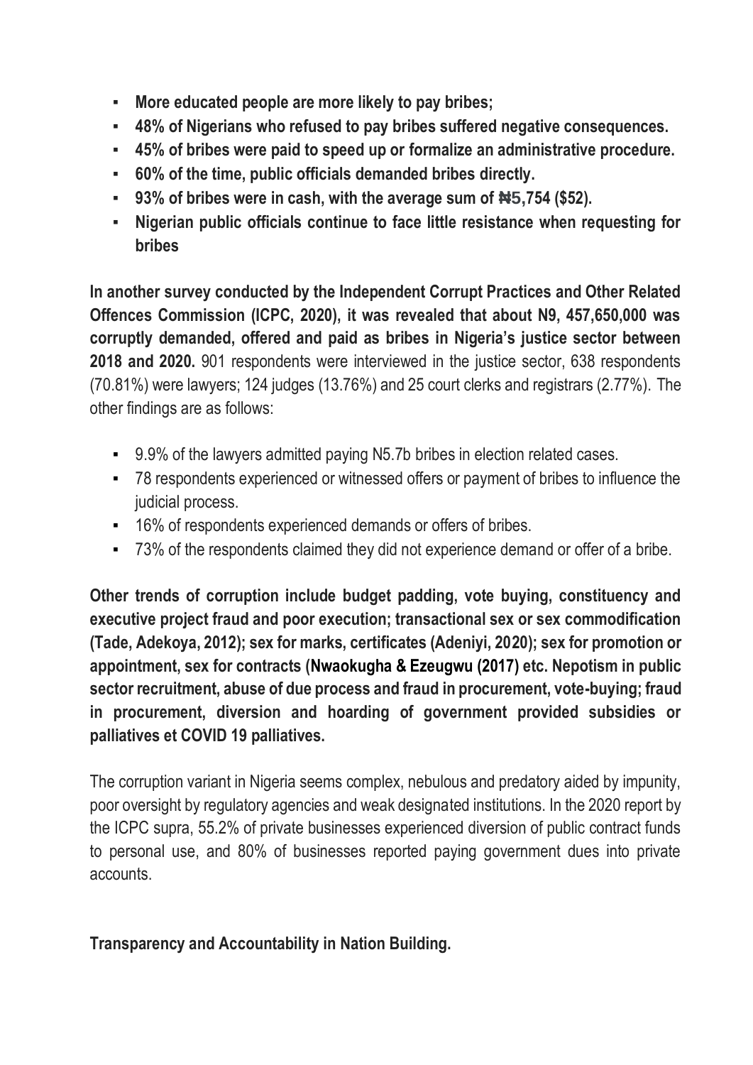- **More educated people are more likely to pay bribes;**
- **48% of Nigerians who refused to pay bribes suffered negative consequences.**
- **45% of bribes were paid to speed up or formalize an administrative procedure.**
- **60% of the time, public officials demanded bribes directly.**
- **93% of bribes were in cash, with the average sum of ₦5,754 ($52).**
- **Nigerian public officials continue to face little resistance when requesting for bribes**

**In another survey conducted by the Independent Corrupt Practices and Other Related Offences Commission (ICPC, 2020), it was revealed that about N9, 457,650,000 was corruptly demanded, offered and paid as bribes in Nigeria's justice sector between 2018 and 2020.** 901 respondents were interviewed in the justice sector, 638 respondents (70.81%) were lawyers; 124 judges (13.76%) and 25 court clerks and registrars (2.77%). The other findings are as follows:

- 9.9% of the lawyers admitted paying N5.7b bribes in election related cases.
- 78 respondents experienced or witnessed offers or payment of bribes to influence the judicial process.
- 16% of respondents experienced demands or offers of bribes.
- 73% of the respondents claimed they did not experience demand or offer of a bribe.

**Other trends of corruption include budget padding, vote buying, constituency and executive project fraud and poor execution; transactional sex or sex commodification (Tade, Adekoya, 2012); sex for marks, certificates (Adeniyi, 2020); sex for promotion or appointment, sex for contracts (Nwaokugha & Ezeugwu (2017) etc. Nepotism in public sector recruitment, abuse of due process and fraud in procurement, vote-buying; fraud in procurement, diversion and hoarding of government provided subsidies or palliatives et COVID 19 palliatives.**

The corruption variant in Nigeria seems complex, nebulous and predatory aided by impunity, poor oversight by regulatory agencies and weak designated institutions. In the 2020 report by the ICPC supra, 55.2% of private businesses experienced diversion of public contract funds to personal use, and 80% of businesses reported paying government dues into private accounts.

**Transparency and Accountability in Nation Building.**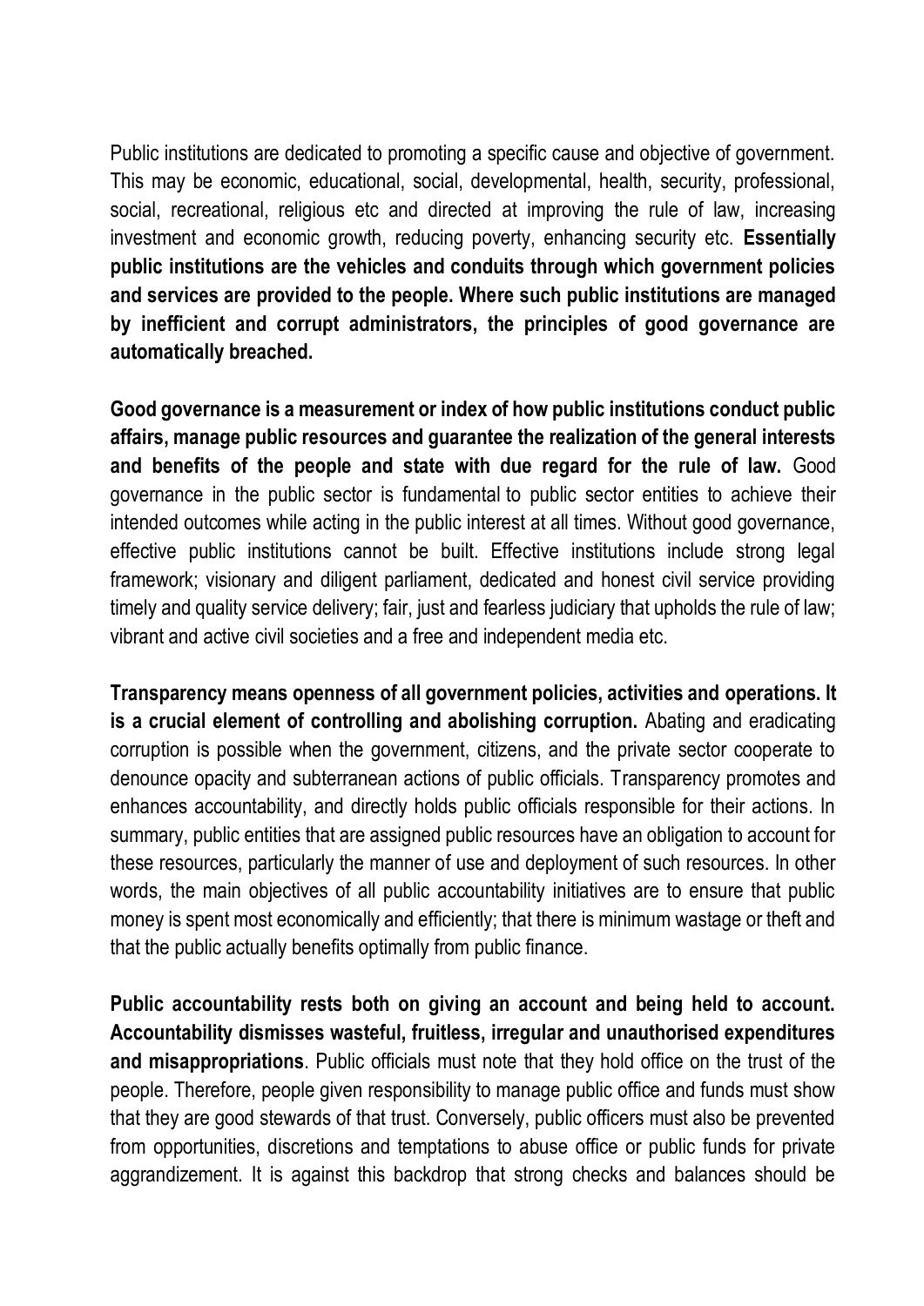Public institutions are dedicated to promoting a specific cause and objective of government. This may be economic, educational, social, developmental, health, security, professional, social, recreational, religious etc and directed at improving the rule of law, increasing investment and economic growth, reducing poverty, enhancing security etc. **Essentially public institutions are the vehicles and conduits through which government policies and services are provided to the people. Where such public institutions are managed by inefficient and corrupt administrators, the principles of good governance are automatically breached.**

**Good governance is a measurement or index of how public institutions conduct public affairs, manage public resources and guarantee the realization of the general interests and benefits of the people and state with due regard for the rule of law.** Good governance in the public sector is fundamental to public sector entities to achieve their intended outcomes while acting in the public interest at all times. Without good governance, effective public institutions cannot be built. Effective institutions include strong legal framework; visionary and diligent parliament, dedicated and honest civil service providing timely and quality service delivery; fair, just and fearless judiciary that upholds the rule of law; vibrant and active civil societies and a free and independent media etc.

**Transparency means openness of all government policies, activities and operations. It is a crucial element of controlling and abolishing corruption.** Abating and eradicating corruption is possible when the government, citizens, and the private sector cooperate to denounce opacity and subterranean actions of public officials. Transparency promotes and enhances accountability, and directly holds public officials responsible for their actions. In summary, public entities that are assigned public resources have an obligation to account for these resources, particularly the manner of use and deployment of such resources. In other words, the main objectives of all public accountability initiatives are to ensure that public money is spent most economically and efficiently; that there is minimum wastage or theft and that the public actually benefits optimally from public finance.

**Public accountability rests both on giving an account and being held to account. Accountability dismisses wasteful, fruitless, irregular and unauthorised expenditures and misappropriations**. Public officials must note that they hold office on the trust of the people. Therefore, people given responsibility to manage public office and funds must show that they are good stewards of that trust. Conversely, public officers must also be prevented from opportunities, discretions and temptations to abuse office or public funds for private aggrandizement. It is against this backdrop that strong checks and balances should be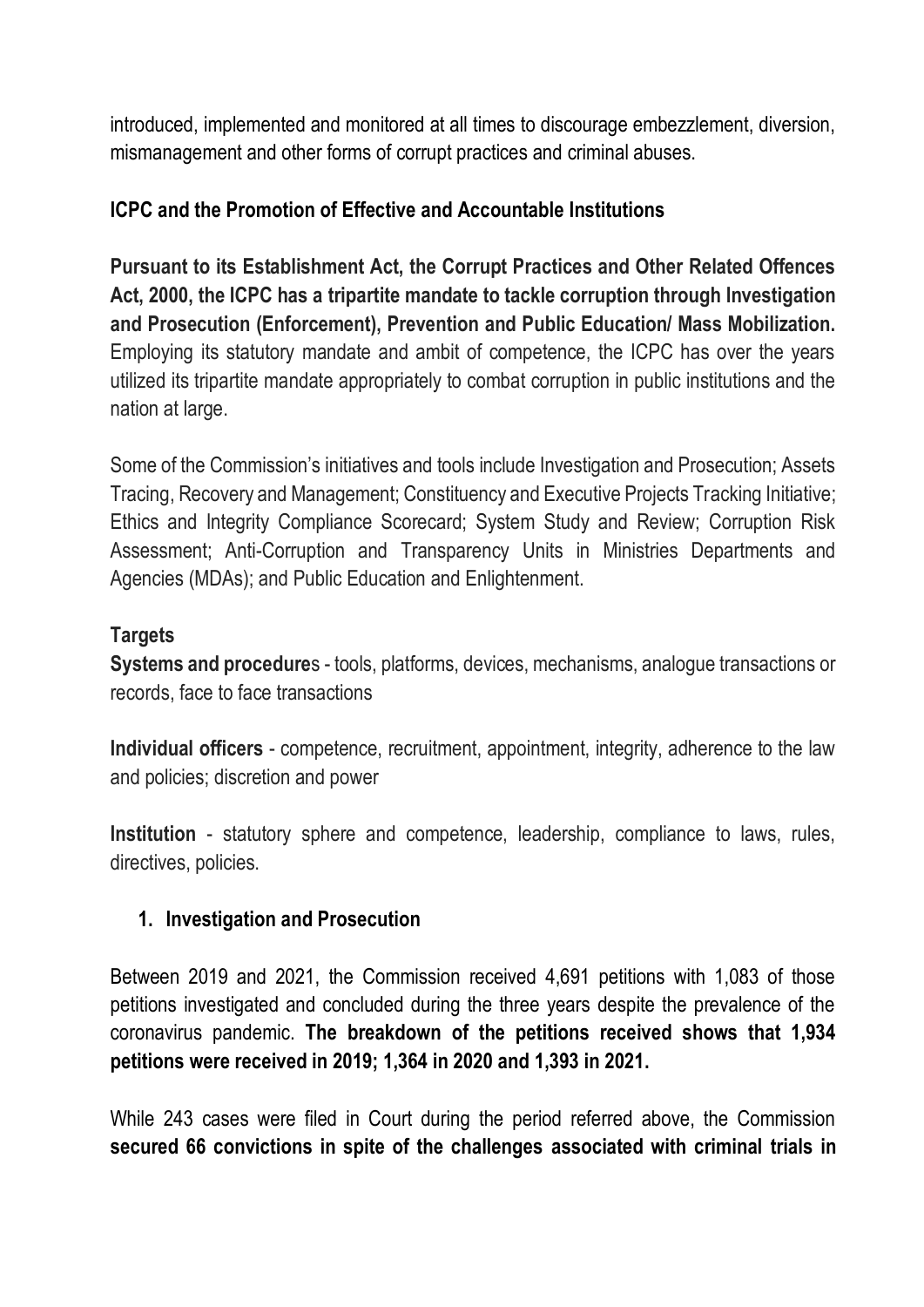introduced, implemented and monitored at all times to discourage embezzlement, diversion, mismanagement and other forms of corrupt practices and criminal abuses.

### ICPC and the Promotion of Effective and Accountable Institutions

**Pursuant to its Establishment Act, the Corrupt Practices and Other Related Offences Act, 2000, the ICPC has a tripartite mandate to tackle corruption through Investigation and Prosecution (Enforcement), Prevention and Public Education/ Mass Mobilization.** Employing its statutory mandate and ambit of competence, the ICPC has over the years utilized its tripartite mandate appropriately to combat corruption in public institutions and the nation at large.

Some of the Commission's initiatives and tools include Investigation and Prosecution; Assets Tracing, Recovery and Management; Constituency and Executive Projects Tracking Initiative; Ethics and Integrity Compliance Scorecard; System Study and Review; Corruption Risk Assessment; Anti-Corruption and Transparency Units in Ministries Departments and Agencies (MDAs); and Public Education and Enlightenment.

### Targets

**Systems and procedure**s - tools, platforms, devices, mechanisms, analogue transactions or records, face to face transactions

**Individual officers** - competence, recruitment, appointment, integrity, adherence to the law and policies; discretion and power

**Institution** - statutory sphere and competence, leadership, compliance to laws, rules, directives, policies.

1. **Investigation and Prosecution**

Between 2019 and 2021, the Commission received 4,691 petitions with 1,083 of those petitions investigated and concluded during the three years despite the prevalence of the coronavirus pandemic. **The breakdown of the petitions received shows that 1,934 petitions were received in 2019; 1,364 in 2020 and 1,393 in 2021.**

While 243 cases were filed in Court during the period referred above, the Commission **secured 66 convictions in spite of the challenges associated with criminal trials in**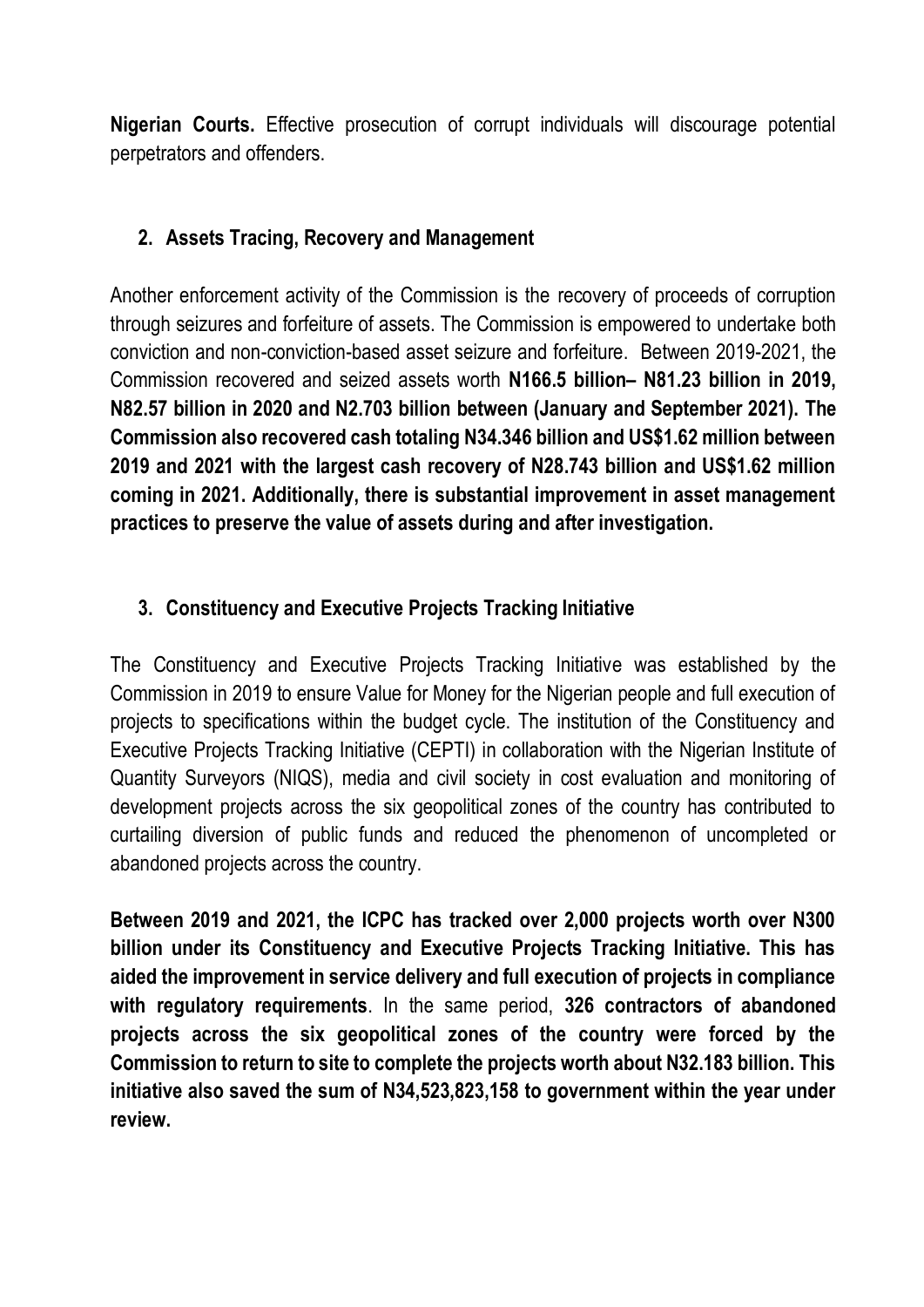**Nigerian Courts.** Effective prosecution of corrupt individuals will discourage potential perpetrators and offenders.

## 2. Assets Tracing, Recovery and Management

Another enforcement activity of the Commission is the recovery of proceeds of corruption through seizures and forfeiture of assets. The Commission is empowered to undertake both conviction and non-conviction-based asset seizure and forfeiture. Between 2019-2021, the Commission recovered and seized assets worth **N166.5 billion– N81.23 billion in 2019, N82.57 billion in 2020 and N2.703 billion between (January and September 2021). The Commission also recovered cash totaling N34.346 billion and US$1.62 million between 2019 and 2021 with the largest cash recovery of N28.743 billion and US$1.62 million coming in 2021. Additionally, there is substantial improvement in asset management practices to preserve the value of assets during and after investigation.**

## 3. Constituency and Executive Projects Tracking Initiative

The Constituency and Executive Projects Tracking Initiative was established by the Commission in 2019 to ensure Value for Money for the Nigerian people and full execution of projects to specifications within the budget cycle. The institution of the Constituency and Executive Projects Tracking Initiative (CEPTI) in collaboration with the Nigerian Institute of Quantity Surveyors (NIQS), media and civil society in cost evaluation and monitoring of development projects across the six geopolitical zones of the country has contributed to curtailing diversion of public funds and reduced the phenomenon of uncompleted or abandoned projects across the country.

**Between 2019 and 2021, the ICPC has tracked over 2,000 projects worth over N300 billion under its Constituency and Executive Projects Tracking Initiative. This has aided the improvement in service delivery and full execution of projects in compliance with regulatory requirements**. In the same period, **326 contractors of abandoned projects across the six geopolitical zones of the country were forced by the Commission to return to site to complete the projects worth about N32.183 billion. This initiative also saved the sum of N34,523,823,158 to government within the year under review.**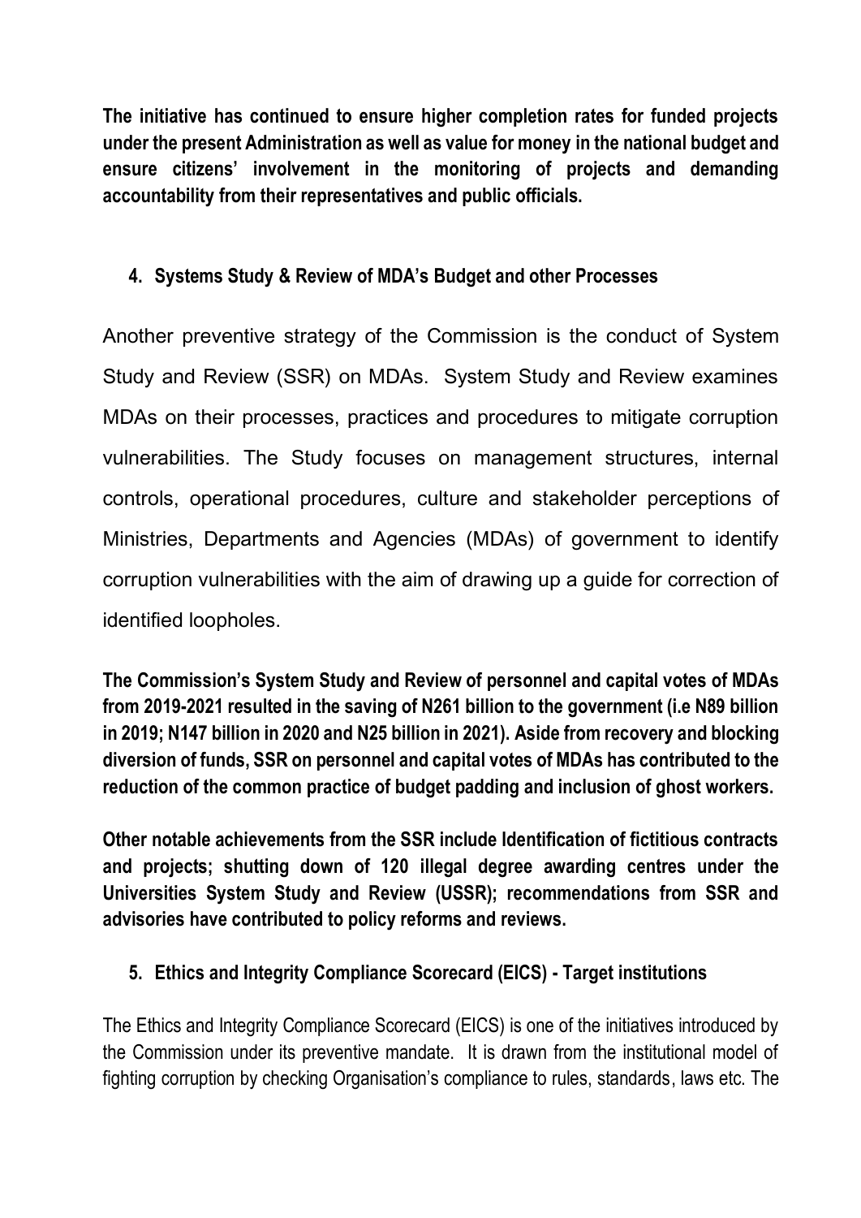**The initiative has continued to ensure higher completion rates for funded projects under the present Administration as well as value for money in the national budget and ensure citizens' involvement in the monitoring of projects and demanding accountability from their representatives and public officials.**

## 4. Systems Study & Review of MDA's Budget and other Processes

Another preventive strategy of the Commission is the conduct of System Study and Review (SSR) on MDAs. System Study and Review examines MDAs on their processes, practices and procedures to mitigate corruption vulnerabilities. The Study focuses on management structures, internal controls, operational procedures, culture and stakeholder perceptions of Ministries, Departments and Agencies (MDAs) of government to identify corruption vulnerabilities with the aim of drawing up a guide for correction of identified loopholes.

**The Commission's System Study and Review of personnel and capital votes of MDAs from 2019-2021 resulted in the saving of N261 billion to the government (i.e N89 billion in 2019; N147 billion in 2020 and N25 billion in 2021). Aside from recovery and blocking diversion of funds, SSR on personnel and capital votes of MDAs has contributed to the reduction of the common practice of budget padding and inclusion of ghost workers.**

**Other notable achievements from the SSR include Identification of fictitious contracts and projects; shutting down of 120 illegal degree awarding centres under the Universities System Study and Review (USSR); recommendations from SSR and advisories have contributed to policy reforms and reviews.**

## 5. Ethics and Integrity Compliance Scorecard (EICS) - Target institutions

The Ethics and Integrity Compliance Scorecard (EICS) is one of the initiatives introduced by the Commission under its preventive mandate. It is drawn from the institutional model of fighting corruption by checking Organisation's compliance to rules, standards, laws etc. The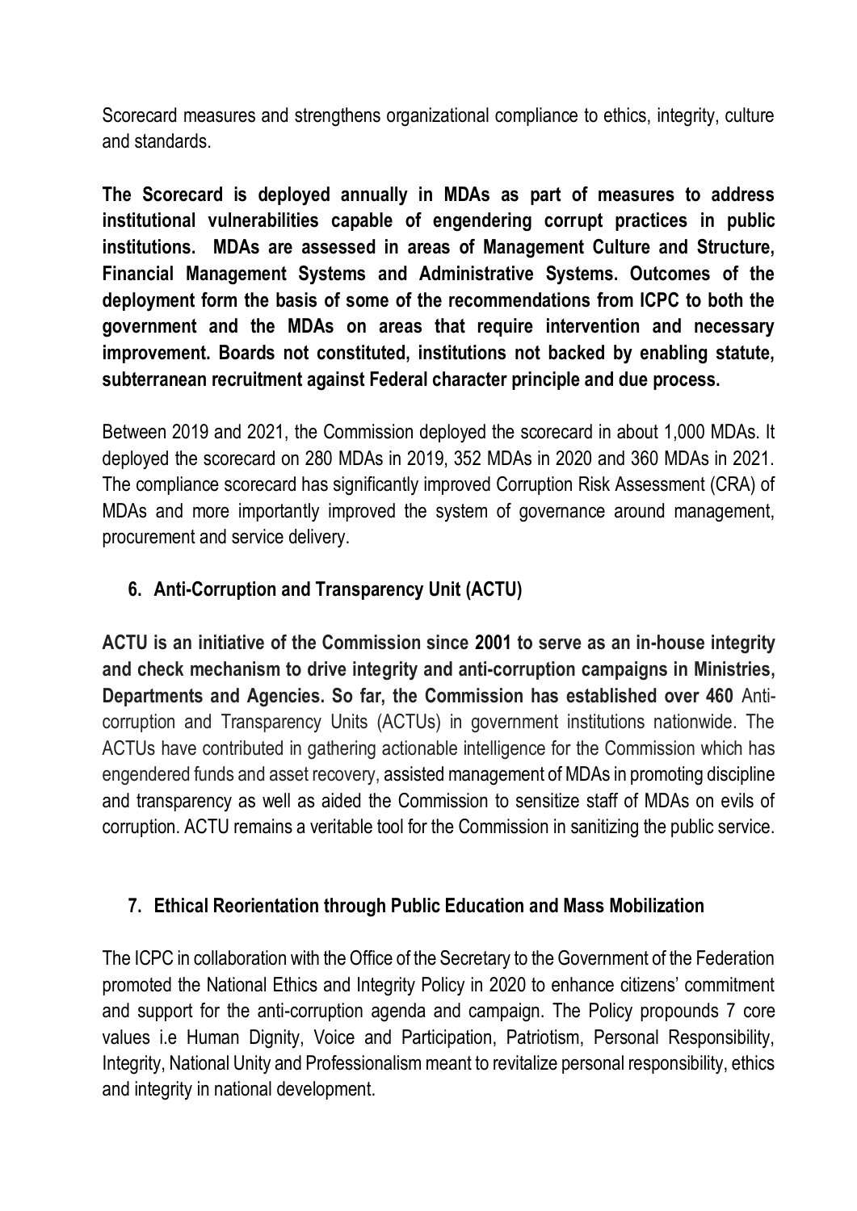Scorecard measures and strengthens organizational compliance to ethics, integrity, culture and standards.

**The Scorecard is deployed annually in MDAs as part of measures to address institutional vulnerabilities capable of engendering corrupt practices in public institutions. MDAs are assessed in areas of Management Culture and Structure, Financial Management Systems and Administrative Systems. Outcomes of the deployment form the basis of some of the recommendations from ICPC to both the government and the MDAs on areas that require intervention and necessary improvement. Boards not constituted, institutions not backed by enabling statute, subterranean recruitment against Federal character principle and due process.**

Between 2019 and 2021, the Commission deployed the scorecard in about 1,000 MDAs. It deployed the scorecard on 280 MDAs in 2019, 352 MDAs in 2020 and 360 MDAs in 2021. The compliance scorecard has significantly improved Corruption Risk Assessment (CRA) of MDAs and more importantly improved the system of governance around management, procurement and service delivery.

## 6. Anti-Corruption and Transparency Unit (ACTU)

**ACTU is an initiative of the Commission since 2001 to serve as an in-house integrity and check mechanism to drive integrity and anti-corruption campaigns in Ministries, Departments and Agencies. So far, the Commission has established over 460** Anti-corruption and Transparency Units (ACTUs) in government institutions nationwide. The ACTUs have contributed in gathering actionable intelligence for the Commission which has engendered funds and asset recovery, assisted management of MDAs in promoting discipline and transparency as well as aided the Commission to sensitize staff of MDAs on evils of corruption. ACTU remains a veritable tool for the Commission in sanitizing the public service.

## 7. Ethical Reorientation through Public Education and Mass Mobilization

The ICPC in collaboration with the Office of the Secretary to the Government of the Federation promoted the National Ethics and Integrity Policy in 2020 to enhance citizens' commitment and support for the anti-corruption agenda and campaign. The Policy propounds 7 core values i.e Human Dignity, Voice and Participation, Patriotism, Personal Responsibility, Integrity, National Unity and Professionalism meant to revitalize personal responsibility, ethics and integrity in national development.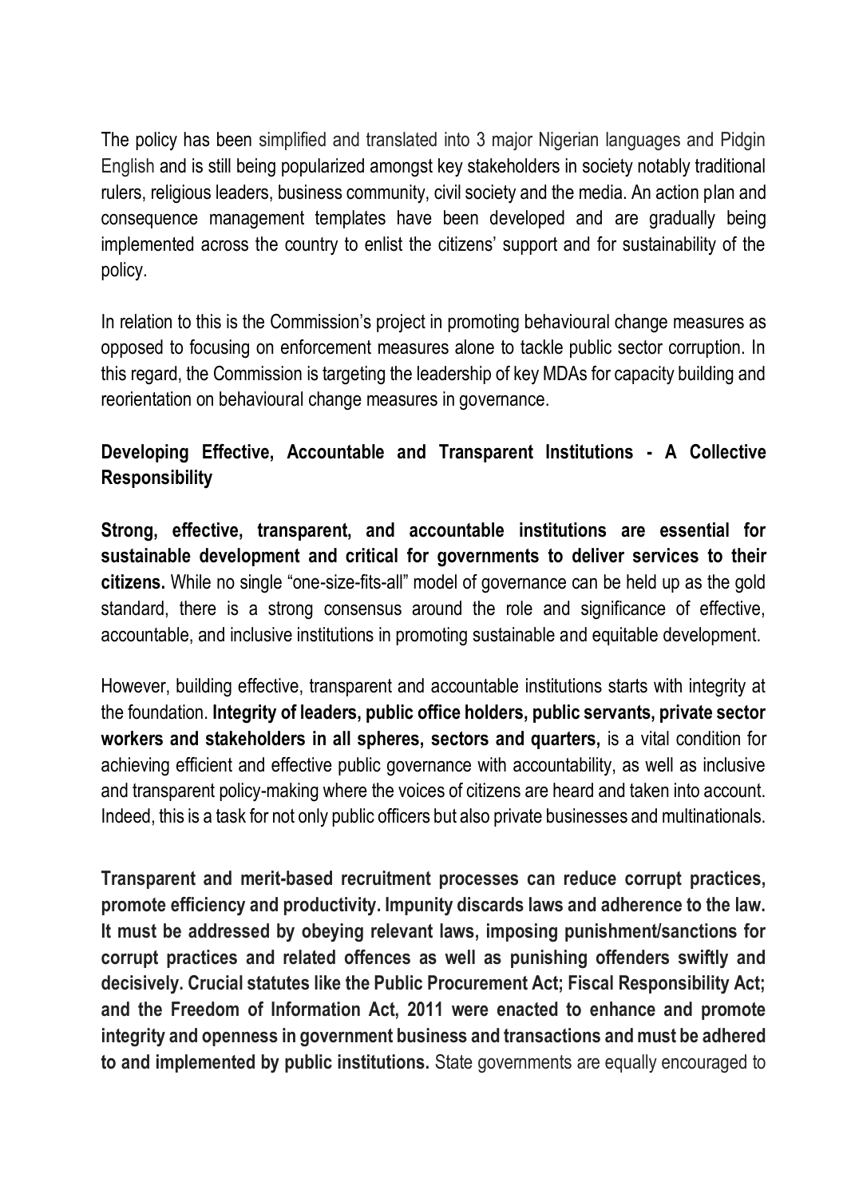The policy has been simplified and translated into 3 major Nigerian languages and Pidgin English and is still being popularized amongst key stakeholders in society notably traditional rulers, religious leaders, business community, civil society and the media. An action plan and consequence management templates have been developed and are gradually being implemented across the country to enlist the citizens' support and for sustainability of the policy.

In relation to this is the Commission's project in promoting behavioural change measures as opposed to focusing on enforcement measures alone to tackle public sector corruption. In this regard, the Commission is targeting the leadership of key MDAs for capacity building and reorientation on behavioural change measures in governance.

### Developing Effective, Accountable and Transparent Institutions - A Collective Responsibility

**Strong, effective, transparent, and accountable institutions are essential for sustainable development and critical for governments to deliver services to their citizens.** While no single "one-size-fits-all" model of governance can be held up as the gold standard, there is a strong consensus around the role and significance of effective, accountable, and inclusive institutions in promoting sustainable and equitable development.

However, building effective, transparent and accountable institutions starts with integrity at the foundation. **Integrity of leaders, public office holders, public servants, private sector workers and stakeholders in all spheres, sectors and quarters,** is a vital condition for achieving efficient and effective public governance with accountability, as well as inclusive and transparent policy-making where the voices of citizens are heard and taken into account. Indeed, this is a task for not only public officers but also private businesses and multinationals.

**Transparent and merit-based recruitment processes can reduce corrupt practices, promote efficiency and productivity. Impunity discards laws and adherence to the law. It must be addressed by obeying relevant laws, imposing punishment/sanctions for corrupt practices and related offences as well as punishing offenders swiftly and decisively. Crucial statutes like the Public Procurement Act; Fiscal Responsibility Act; and the Freedom of Information Act, 2011 were enacted to enhance and promote integrity and openness in government business and transactions and must be adhered to and implemented by public institutions.** State governments are equally encouraged to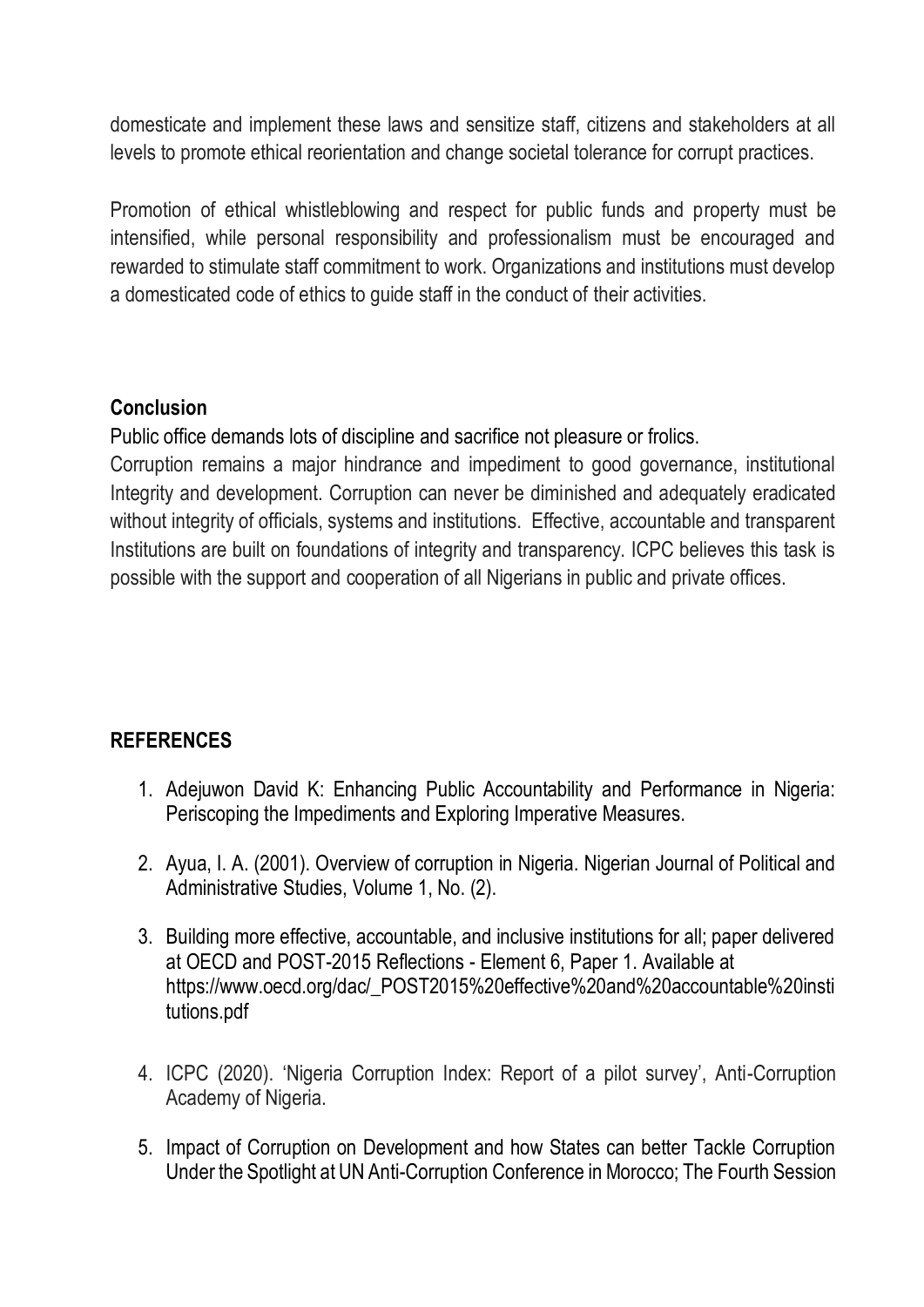domesticate and implement these laws and sensitize staff, citizens and stakeholders at all levels to promote ethical reorientation and change societal tolerance for corrupt practices.

Promotion of ethical whistleblowing and respect for public funds and property must be intensified, while personal responsibility and professionalism must be encouraged and rewarded to stimulate staff commitment to work. Organizations and institutions must develop a domesticated code of ethics to guide staff in the conduct of their activities.

## Conclusion

Public office demands lots of discipline and sacrifice not pleasure or frolics.

Corruption remains a major hindrance and impediment to good governance, institutional Integrity and development. Corruption can never be diminished and adequately eradicated without integrity of officials, systems and institutions. Effective, accountable and transparent Institutions are built on foundations of integrity and transparency. ICPC believes this task is possible with the support and cooperation of all Nigerians in public and private offices.

## REFERENCES

1. Adejuwon David K: Enhancing Public Accountability and Performance in Nigeria: Periscoping the Impediments and Exploring Imperative Measures.
2. Ayua, I. A. (2001). Overview of corruption in Nigeria. Nigerian Journal of Political and Administrative Studies, Volume 1, No. (2).
3. Building more effective, accountable, and inclusive institutions for all; paper delivered at OECD and POST-2015 Reflections - Element 6, Paper 1. Available at https://www.oecd.org/dac/_POST2015%20effective%20and%20accountable%20institutions.pdf
4. ICPC (2020). 'Nigeria Corruption Index: Report of a pilot survey', Anti-Corruption Academy of Nigeria.
5. Impact of Corruption on Development and how States can better Tackle Corruption Under the Spotlight at UN Anti-Corruption Conference in Morocco; The Fourth Session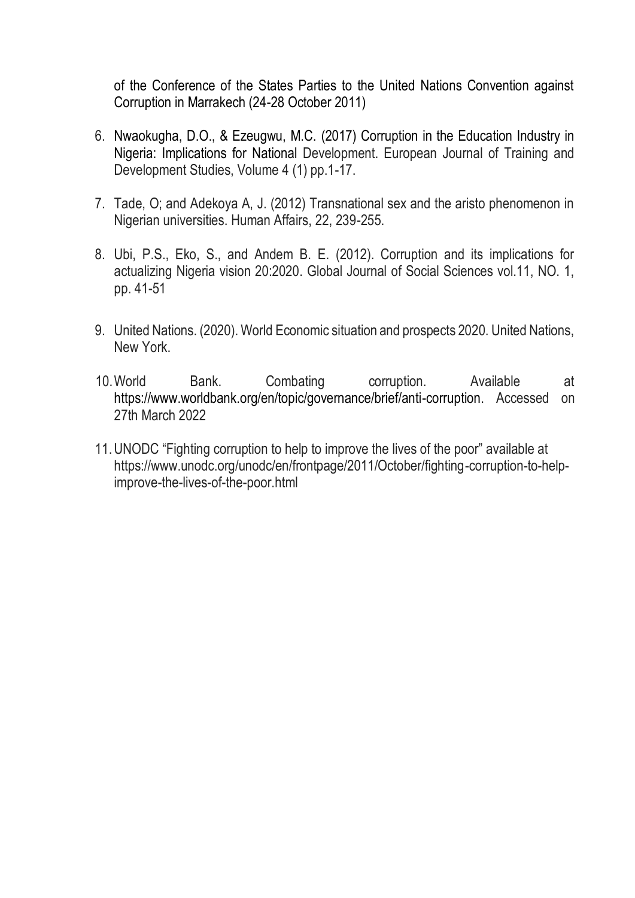of the Conference of the States Parties to the United Nations Convention against Corruption in Marrakech (24-28 October 2011)

6. Nwaokugha, D.O., & Ezeugwu, M.C. (2017) Corruption in the Education Industry in Nigeria: Implications for National Development. European Journal of Training and Development Studies, Volume 4 (1) pp.1-17.

7. Tade, O; and Adekoya A, J. (2012) Transnational sex and the aristo phenomenon in Nigerian universities. Human Affairs, 22, 239-255.

8. Ubi, P.S., Eko, S., and Andem B. E. (2012). Corruption and its implications for actualizing Nigeria vision 20:2020. Global Journal of Social Sciences vol.11, NO. 1, pp. 41-51

9. United Nations. (2020). World Economic situation and prospects 2020. United Nations, New York.

10. World Bank. Combating corruption. Available at https://www.worldbank.org/en/topic/governance/brief/anti-corruption. Accessed on 27th March 2022

11. UNODC "Fighting corruption to help to improve the lives of the poor" available at https://www.unodc.org/unodc/en/frontpage/2011/October/fighting-corruption-to-help-improve-the-lives-of-the-poor.html